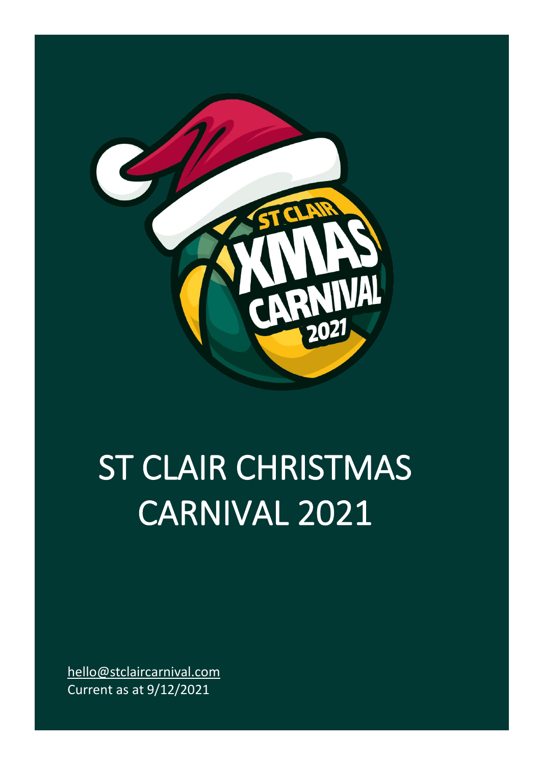# ST CLAIR CHRISTMAS CARNIVAL 2021

hello@stclaircarnival.com
Current as at 9/12/2021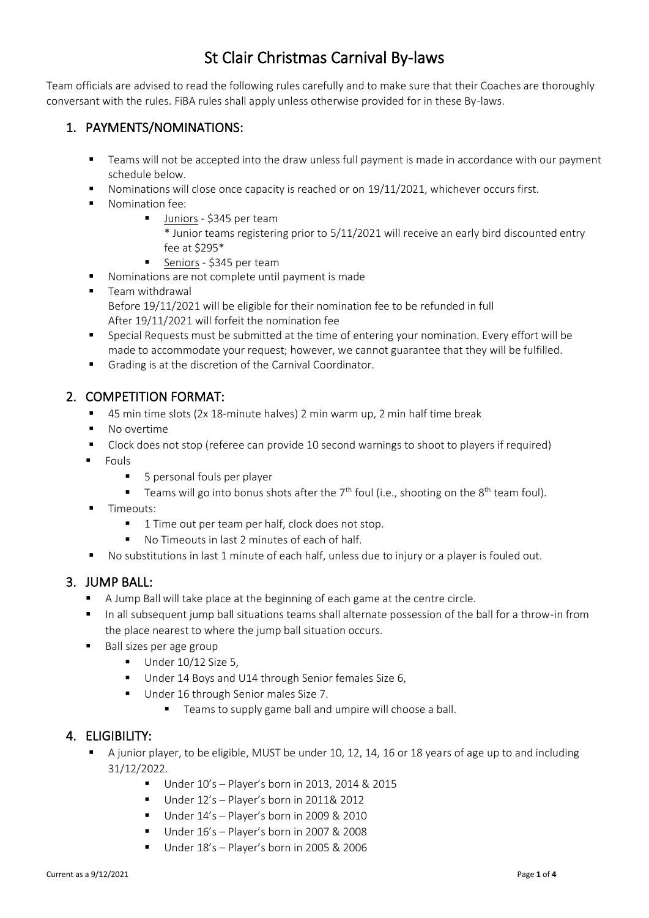# St Clair Christmas Carnival By-laws

Team officials are advised to read the following rules carefully and to make sure that their Coaches are thoroughly conversant with the rules. FiBA rules shall apply unless otherwise provided for in these By-laws.

## 1. PAYMENTS/NOMINATIONS:

- Teams will not be accepted into the draw unless full payment is made in accordance with our payment schedule below.
- Nominations will close once capacity is reached or on 19/11/2021, whichever occurs first.
- Nomination fee:
    - Juniors - $345 per team
      * Junior teams registering prior to 5/11/2021 will receive an early bird discounted entry fee at $295*
    - Seniors - $345 per team
- Nominations are not complete until payment is made
- Team withdrawal
  Before 19/11/2021 will be eligible for their nomination fee to be refunded in full
  After 19/11/2021 will forfeit the nomination fee
- Special Requests must be submitted at the time of entering your nomination. Every effort will be made to accommodate your request; however, we cannot guarantee that they will be fulfilled.
- Grading is at the discretion of the Carnival Coordinator.

## 2. COMPETITION FORMAT:

- 45 min time slots (2x 18-minute halves) 2 min warm up, 2 min half time break
- No overtime
- Clock does not stop (referee can provide 10 second warnings to shoot to players if required)
- Fouls
    - 5 personal fouls per player
    - Teams will go into bonus shots after the 7th foul (i.e., shooting on the 8th team foul).
- Timeouts:
    - 1 Time out per team per half, clock does not stop.
    - No Timeouts in last 2 minutes of each of half.
- No substitutions in last 1 minute of each half, unless due to injury or a player is fouled out.

## 3. JUMP BALL:

- A Jump Ball will take place at the beginning of each game at the centre circle.
- In all subsequent jump ball situations teams shall alternate possession of the ball for a throw-in from the place nearest to where the jump ball situation occurs.
- Ball sizes per age group
    - Under 10/12 Size 5,
    - Under 14 Boys and U14 through Senior females Size 6,
    - Under 16 through Senior males Size 7.
        - Teams to supply game ball and umpire will choose a ball.

## 4. ELIGIBILITY:

- A junior player, to be eligible, MUST be under 10, 12, 14, 16 or 18 years of age up to and including 31/12/2022.
    - Under 10's – Player's born in 2013, 2014 & 2015
    - Under 12's – Player's born in 2011& 2012
    - Under 14's – Player's born in 2009 & 2010
    - Under 16's – Player's born in 2007 & 2008
    - Under 18's – Player's born in 2005 & 2006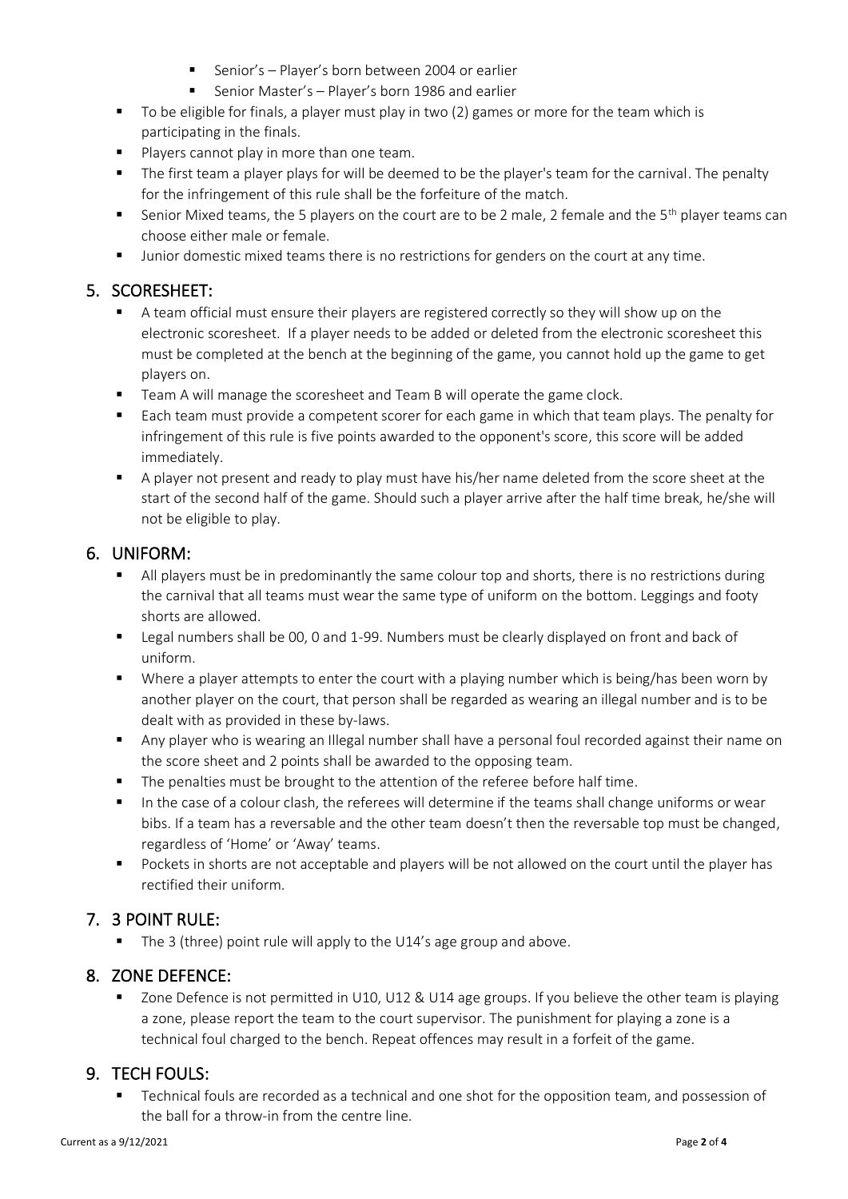- Senior's – Player's born between 2004 or earlier
- Senior Master's – Player's born 1986 and earlier

- To be eligible for finals, a player must play in two (2) games or more for the team which is participating in the finals.
- Players cannot play in more than one team.
- The first team a player plays for will be deemed to be the player's team for the carnival. The penalty for the infringement of this rule shall be the forfeiture of the match.
- Senior Mixed teams, the 5 players on the court are to be 2 male, 2 female and the 5th player teams can choose either male or female.
- Junior domestic mixed teams there is no restrictions for genders on the court at any time.

## 5. SCORESHEET:

- A team official must ensure their players are registered correctly so they will show up on the electronic scoresheet. If a player needs to be added or deleted from the electronic scoresheet this must be completed at the bench at the beginning of the game, you cannot hold up the game to get players on.
- Team A will manage the scoresheet and Team B will operate the game clock.
- Each team must provide a competent scorer for each game in which that team plays. The penalty for infringement of this rule is five points awarded to the opponent's score, this score will be added immediately.
- A player not present and ready to play must have his/her name deleted from the score sheet at the start of the second half of the game. Should such a player arrive after the half time break, he/she will not be eligible to play.

## 6. UNIFORM:

- All players must be in predominantly the same colour top and shorts, there is no restrictions during the carnival that all teams must wear the same type of uniform on the bottom. Leggings and footy shorts are allowed.
- Legal numbers shall be 00, 0 and 1-99. Numbers must be clearly displayed on front and back of uniform.
- Where a player attempts to enter the court with a playing number which is being/has been worn by another player on the court, that person shall be regarded as wearing an illegal number and is to be dealt with as provided in these by-laws.
- Any player who is wearing an Illegal number shall have a personal foul recorded against their name on the score sheet and 2 points shall be awarded to the opposing team.
- The penalties must be brought to the attention of the referee before half time.
- In the case of a colour clash, the referees will determine if the teams shall change uniforms or wear bibs. If a team has a reversable and the other team doesn't then the reversable top must be changed, regardless of 'Home' or 'Away' teams.
- Pockets in shorts are not acceptable and players will be not allowed on the court until the player has rectified their uniform.

## 7. 3 POINT RULE:

- The 3 (three) point rule will apply to the U14's age group and above.

## 8. ZONE DEFENCE:

- Zone Defence is not permitted in U10, U12 & U14 age groups. If you believe the other team is playing a zone, please report the team to the court supervisor. The punishment for playing a zone is a technical foul charged to the bench. Repeat offences may result in a forfeit of the game.

## 9. TECH FOULS:

- Technical fouls are recorded as a technical and one shot for the opposition team, and possession of the ball for a throw-in from the centre line.

Current as a 9/12/2021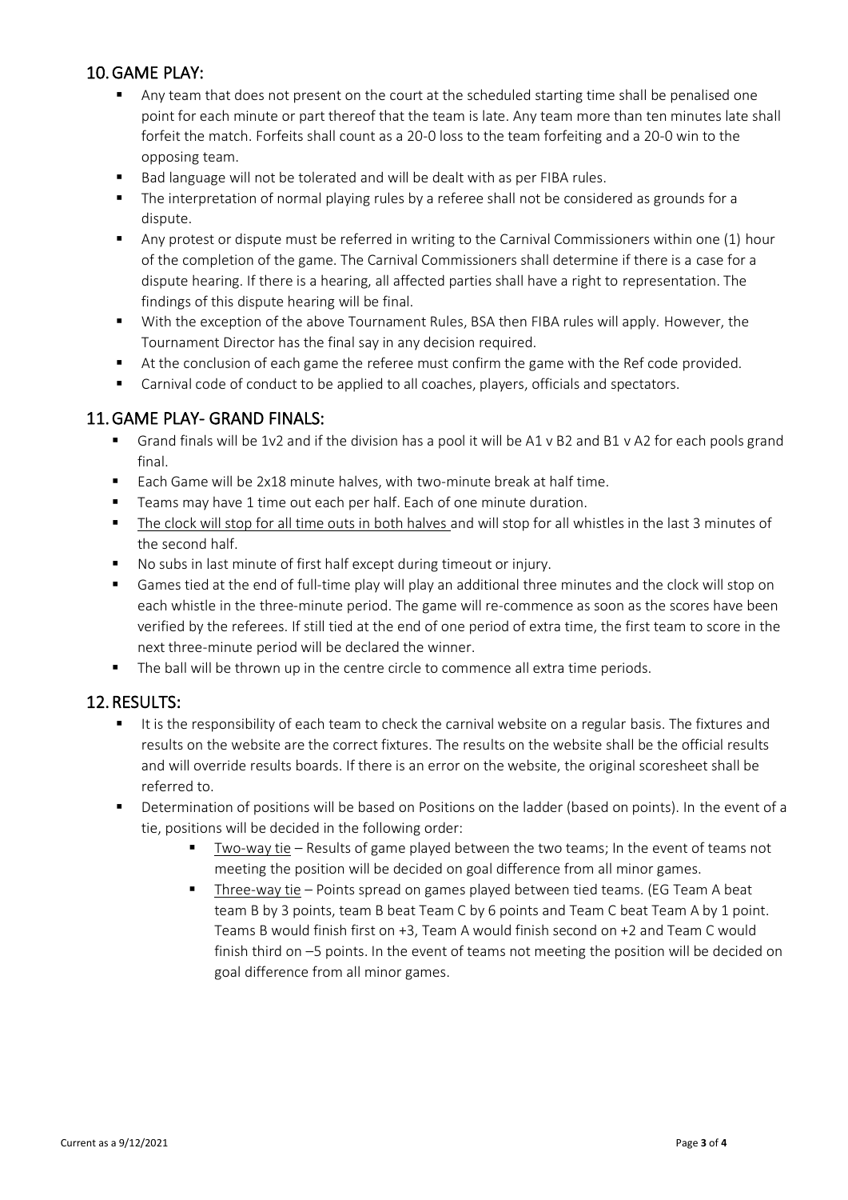## 10. GAME PLAY:

- Any team that does not present on the court at the scheduled starting time shall be penalised one point for each minute or part thereof that the team is late. Any team more than ten minutes late shall forfeit the match. Forfeits shall count as a 20-0 loss to the team forfeiting and a 20-0 win to the opposing team.
- Bad language will not be tolerated and will be dealt with as per FIBA rules.
- The interpretation of normal playing rules by a referee shall not be considered as grounds for a dispute.
- Any protest or dispute must be referred in writing to the Carnival Commissioners within one (1) hour of the completion of the game. The Carnival Commissioners shall determine if there is a case for a dispute hearing. If there is a hearing, all affected parties shall have a right to representation. The findings of this dispute hearing will be final.
- With the exception of the above Tournament Rules, BSA then FIBA rules will apply. However, the Tournament Director has the final say in any decision required.
- At the conclusion of each game the referee must confirm the game with the Ref code provided.
- Carnival code of conduct to be applied to all coaches, players, officials and spectators.

## 11. GAME PLAY- GRAND FINALS:

- Grand finals will be 1v2 and if the division has a pool it will be A1 v B2 and B1 v A2 for each pools grand final.
- Each Game will be 2x18 minute halves, with two-minute break at half time.
- Teams may have 1 time out each per half. Each of one minute duration.
- <u>The clock will stop for all time outs in both halves</u> and will stop for all whistles in the last 3 minutes of the second half.
- No subs in last minute of first half except during timeout or injury.
- Games tied at the end of full-time play will play an additional three minutes and the clock will stop on each whistle in the three-minute period. The game will re-commence as soon as the scores have been verified by the referees. If still tied at the end of one period of extra time, the first team to score in the next three-minute period will be declared the winner.
- The ball will be thrown up in the centre circle to commence all extra time periods.

## 12. RESULTS:

- It is the responsibility of each team to check the carnival website on a regular basis. The fixtures and results on the website are the correct fixtures. The results on the website shall be the official results and will override results boards. If there is an error on the website, the original scoresheet shall be referred to.
- Determination of positions will be based on Positions on the ladder (based on points). In the event of a tie, positions will be decided in the following order:
  - <u>Two-way tie</u> – Results of game played between the two teams; In the event of teams not meeting the position will be decided on goal difference from all minor games.
  - <u>Three-way tie</u> – Points spread on games played between tied teams. (EG Team A beat team B by 3 points, team B beat Team C by 6 points and Team C beat Team A by 1 point. Teams B would finish first on +3, Team A would finish second on +2 and Team C would finish third on –5 points. In the event of teams not meeting the position will be decided on goal difference from all minor games.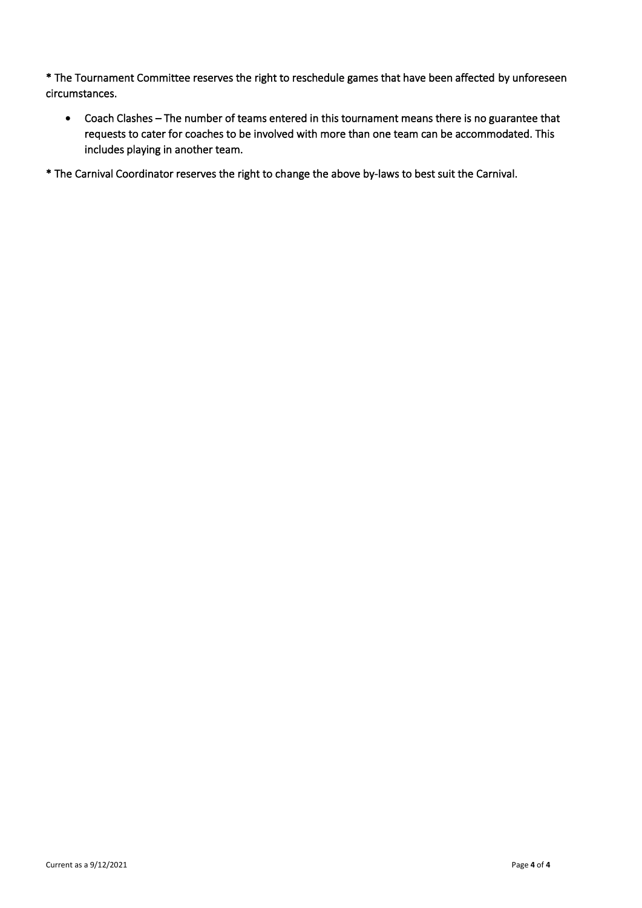**\*** The Tournament Committee reserves the right to reschedule games that have been affected by unforeseen circumstances.

- Coach Clashes – The number of teams entered in this tournament means there is no guarantee that requests to cater for coaches to be involved with more than one team can be accommodated. This includes playing in another team.

**\*** The Carnival Coordinator reserves the right to change the above by-laws to best suit the Carnival.